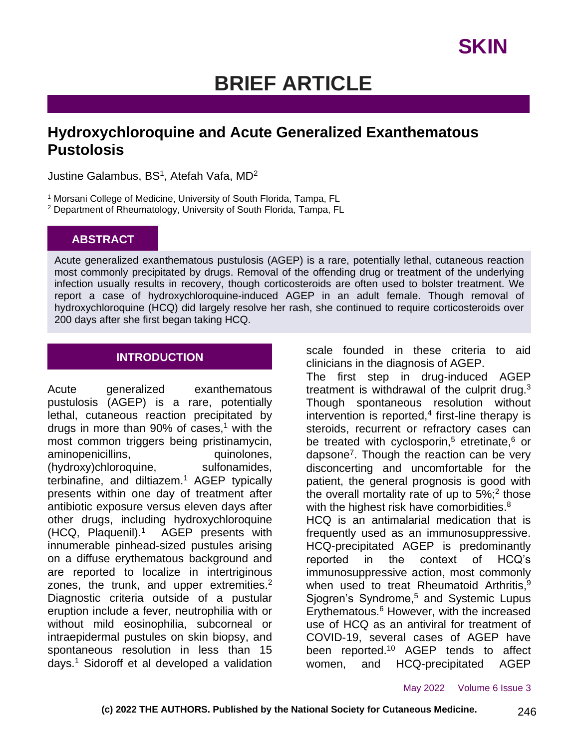# Hydroxychloroquine and Acute Generalized Exanthematous Pustolosis

Justine Galambus, BS[1], Atefah Vafa, MD[2]

[1] Morsani College of Medicine, University of South Florida, Tampa, FL
[2] Department of Rheumatology, University of South Florida, Tampa, FL

## ABSTRACT

Acute generalized exanthematous pustulosis (AGEP) is a rare, potentially lethal, cutaneous reaction most commonly precipitated by drugs. Removal of the offending drug or treatment of the underlying infection usually results in recovery, though corticosteroids are often used to bolster treatment. We report a case of hydroxychloroquine-induced AGEP in an adult female. Though removal of hydroxychloroquine (HCQ) did largely resolve her rash, she continued to require corticosteroids over 200 days after she first began taking HCQ.

## INTRODUCTION

Acute generalized exanthematous pustulosis (AGEP) is a rare, potentially lethal, cutaneous reaction precipitated by drugs in more than 90% of cases,[1] with the most common triggers being pristinamycin, aminopenicillins, quinolones, (hydroxy)chloroquine, sulfonamides, terbinafine, and diltiazem.[1] AGEP typically presents within one day of treatment after antibiotic exposure versus eleven days after other drugs, including hydroxychloroquine (HCQ, Plaquenil).[1] AGEP presents with innumerable pinhead-sized pustules arising on a diffuse erythematous background and are reported to localize in intertriginous zones, the trunk, and upper extremities.[2] Diagnostic criteria outside of a pustular eruption include a fever, neutrophilia with or without mild eosinophilia, subcorneal or intraepidermal pustules on skin biopsy, and spontaneous resolution in less than 15 days.[1] Sidoroff et al developed a validation scale founded in these criteria to aid clinicians in the diagnosis of AGEP.

The first step in drug-induced AGEP treatment is withdrawal of the culprit drug.[3] Though spontaneous resolution without intervention is reported,[4] first-line therapy is steroids, recurrent or refractory cases can be treated with cyclosporin,[5] etretinate,[6] or dapsone[7]. Though the reaction can be very disconcerting and uncomfortable for the patient, the general prognosis is good with the overall mortality rate of up to 5%;[2] those with the highest risk have comorbidities.[8]

HCQ is an antimalarial medication that is frequently used as an immunosuppressive. HCQ-precipitated AGEP is predominantly reported in the context of HCQ's immunosuppressive action, most commonly when used to treat Rheumatoid Arthritis,[9] Sjogren's Syndrome,[5] and Systemic Lupus Erythematous.[6] However, with the increased use of HCQ as an antiviral for treatment of COVID-19, several cases of AGEP have been reported.[10] AGEP tends to affect women, and HCQ-precipitated AGEP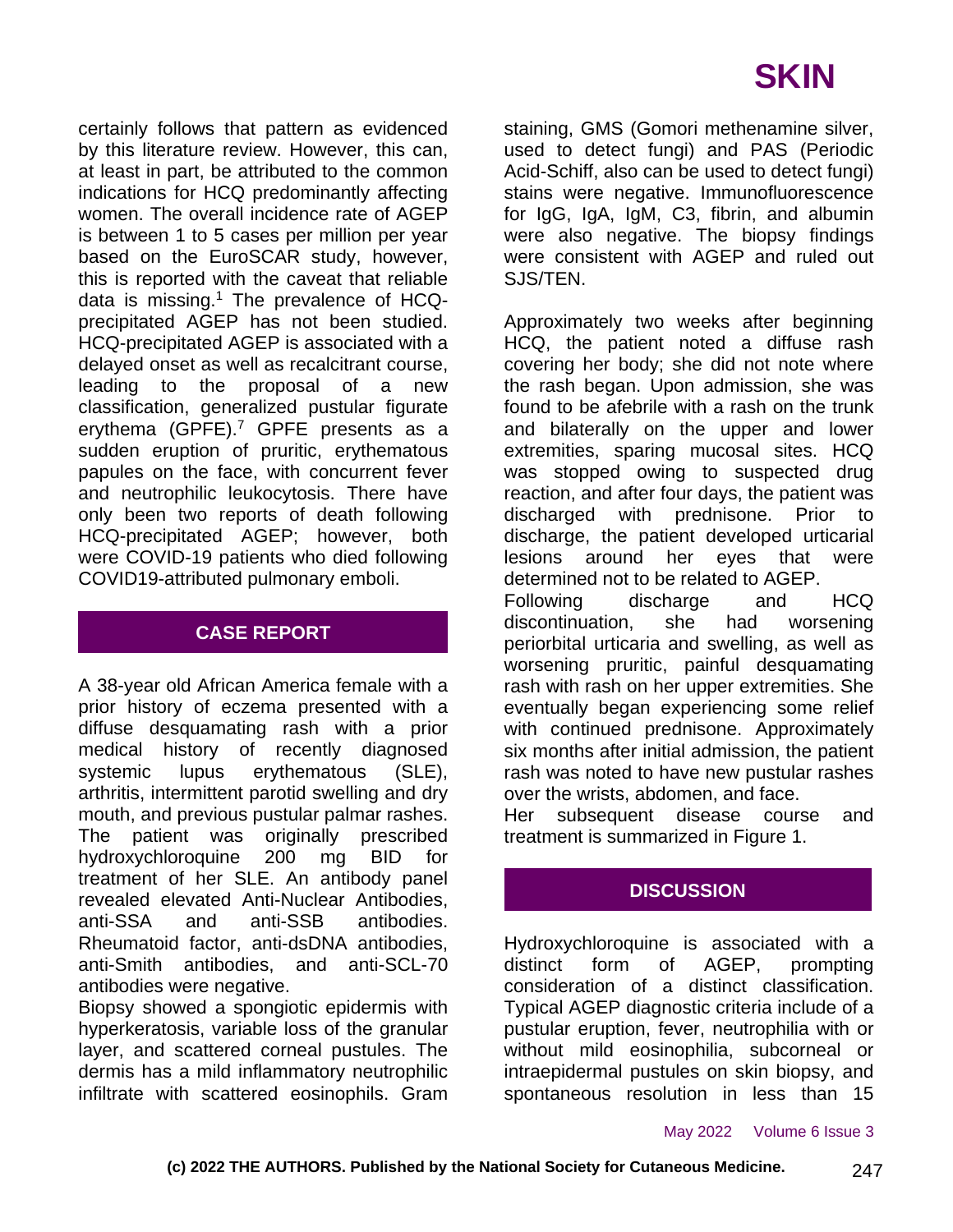certainly follows that pattern as evidenced by this literature review. However, this can, at least in part, be attributed to the common indications for HCQ predominantly affecting women. The overall incidence rate of AGEP is between 1 to 5 cases per million per year based on the EuroSCAR study, however, this is reported with the caveat that reliable data is missing.[1] The prevalence of HCQ-precipitated AGEP has not been studied. HCQ-precipitated AGEP is associated with a delayed onset as well as recalcitrant course, leading to the proposal of a new classification, generalized pustular figurate erythema (GPFE).[7] GPFE presents as a sudden eruption of pruritic, erythematous papules on the face, with concurrent fever and neutrophilic leukocytosis. There have only been two reports of death following HCQ-precipitated AGEP; however, both were COVID-19 patients who died following COVID19-attributed pulmonary emboli.

## CASE REPORT

A 38-year old African America female with a prior history of eczema presented with a diffuse desquamating rash with a prior medical history of recently diagnosed systemic lupus erythematous (SLE), arthritis, intermittent parotid swelling and dry mouth, and previous pustular palmar rashes. The patient was originally prescribed hydroxychloroquine 200 mg BID for treatment of her SLE. An antibody panel revealed elevated Anti-Nuclear Antibodies, anti-SSA and anti-SSB antibodies. Rheumatoid factor, anti-dsDNA antibodies, anti-Smith antibodies, and anti-SCL-70 antibodies were negative.

Biopsy showed a spongiotic epidermis with hyperkeratosis, variable loss of the granular layer, and scattered corneal pustules. The dermis has a mild inflammatory neutrophilic infiltrate with scattered eosinophils. Gram staining, GMS (Gomori methenamine silver, used to detect fungi) and PAS (Periodic Acid-Schiff, also can be used to detect fungi) stains were negative. Immunofluorescence for IgG, IgA, IgM, C3, fibrin, and albumin were also negative. The biopsy findings were consistent with AGEP and ruled out SJS/TEN.

Approximately two weeks after beginning HCQ, the patient noted a diffuse rash covering her body; she did not note where the rash began. Upon admission, she was found to be afebrile with a rash on the trunk and bilaterally on the upper and lower extremities, sparing mucosal sites. HCQ was stopped owing to suspected drug reaction, and after four days, the patient was discharged with prednisone. Prior to discharge, the patient developed urticarial lesions around her eyes that were determined not to be related to AGEP.

Following discharge and HCQ discontinuation, she had worsening periorbital urticaria and swelling, as well as worsening pruritic, painful desquamating rash with rash on her upper extremities. She eventually began experiencing some relief with continued prednisone. Approximately six months after initial admission, the patient rash was noted to have new pustular rashes over the wrists, abdomen, and face.

Her subsequent disease course and treatment is summarized in Figure 1.

## DISCUSSION

Hydroxychloroquine is associated with a distinct form of AGEP, prompting consideration of a distinct classification. Typical AGEP diagnostic criteria include of a pustular eruption, fever, neutrophilia with or without mild eosinophilia, subcorneal or intraepidermal pustules on skin biopsy, and spontaneous resolution in less than 15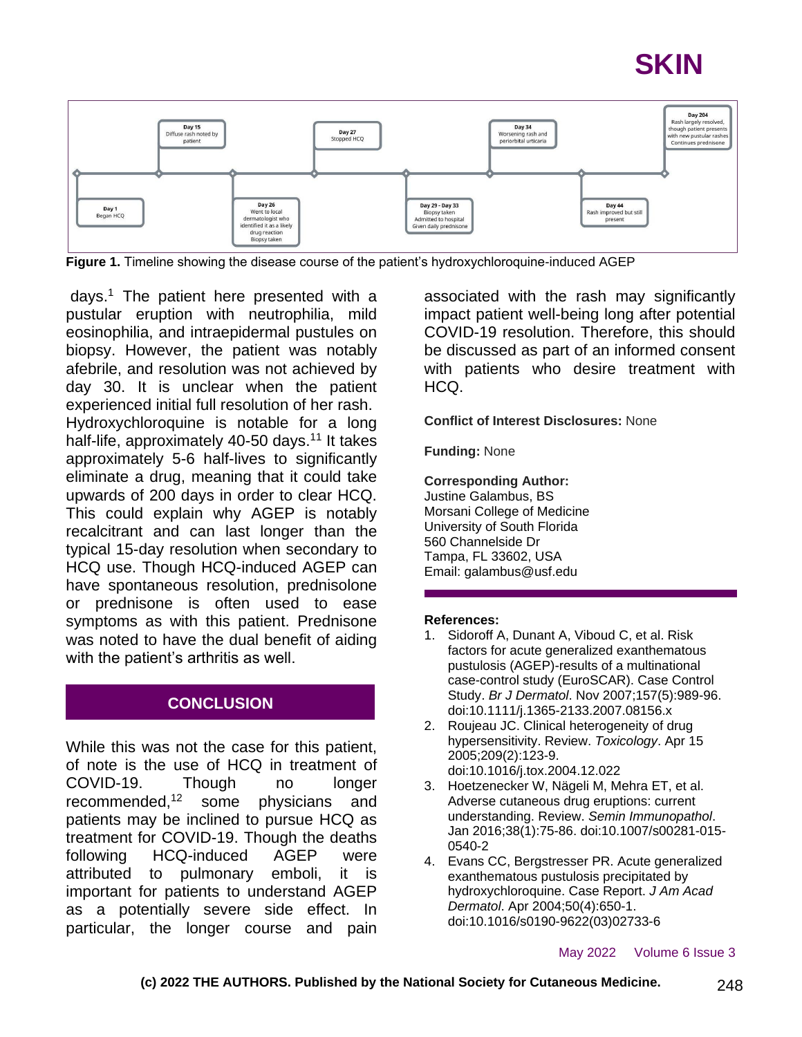Day 1
Began HCQ

Day 15
Diffuse rash noted by patient

Day 26
Went to local dermatologist who identified it as a likely drug reaction
Biopsy taken

Day 27
Stopped HCQ

Day 29 - Day 33
Biopsy taken
Admitted to hospital
Given daily prednisone

Day 34
Worsening rash and periorbital urticaria

Day 44
Rash improved but still present

Day 204
Rash largely resolved, though patient presents with new pustular rashes
Continues prednisone

**Figure 1.** Timeline showing the disease course of the patient's hydroxychloroquine-induced AGEP

days.[1] The patient here presented with a pustular eruption with neutrophilia, mild eosinophilia, and intraepidermal pustules on biopsy. However, the patient was notably afebrile, and resolution was not achieved by day 30. It is unclear when the patient experienced initial full resolution of her rash.

Hydroxychloroquine is notable for a long half-life, approximately 40-50 days.[11] It takes approximately 5-6 half-lives to significantly eliminate a drug, meaning that it could take upwards of 200 days in order to clear HCQ. This could explain why AGEP is notably recalcitrant and can last longer than the typical 15-day resolution when secondary to HCQ use. Though HCQ-induced AGEP can have spontaneous resolution, prednisolone or prednisone is often used to ease symptoms as with this patient. Prednisone was noted to have the dual benefit of aiding with the patient's arthritis as well.

## CONCLUSION

While this was not the case for this patient, of note is the use of HCQ in treatment of COVID-19. Though no longer recommended,[12] some physicians and patients may be inclined to pursue HCQ as treatment for COVID-19. Though the deaths following HCQ-induced AGEP were attributed to pulmonary emboli, it is important for patients to understand AGEP as a potentially severe side effect. In particular, the longer course and pain associated with the rash may significantly impact patient well-being long after potential COVID-19 resolution. Therefore, this should be discussed as part of an informed consent with patients who desire treatment with HCQ.

**Conflict of Interest Disclosures:** None

**Funding:** None

**Corresponding Author:**
Justine Galambus, BS
Morsani College of Medicine
University of South Florida
560 Channelside Dr
Tampa, FL 33602, USA
Email: galambus@usf.edu

**References:**

1. Sidoroff A, Dunant A, Viboud C, et al. Risk factors for acute generalized exanthematous pustulosis (AGEP)-results of a multinational case-control study (EuroSCAR). Case Control Study. *Br J Dermatol*. Nov 2007;157(5):989-96. doi:10.1111/j.1365-2133.2007.08156.x
2. Roujeau JC. Clinical heterogeneity of drug hypersensitivity. Review. *Toxicology*. Apr 15 2005;209(2):123-9. doi:10.1016/j.tox.2004.12.022
3. Hoetzenecker W, Nägeli M, Mehra ET, et al. Adverse cutaneous drug eruptions: current understanding. Review. *Semin Immunopathol*. Jan 2016;38(1):75-86. doi:10.1007/s00281-015-0540-2
4. Evans CC, Bergstresser PR. Acute generalized exanthematous pustulosis precipitated by hydroxychloroquine. Case Report. *J Am Acad Dermatol*. Apr 2004;50(4):650-1. doi:10.1016/s0190-9622(03)02733-6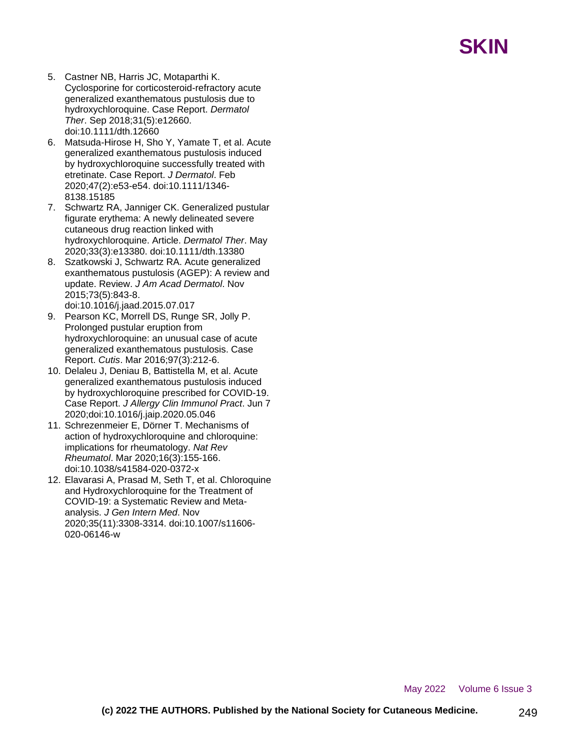5. Castner NB, Harris JC, Motaparthi K. Cyclosporine for corticosteroid-refractory acute generalized exanthematous pustulosis due to hydroxychloroquine. Case Report. *Dermatol Ther*. Sep 2018;31(5):e12660. doi:10.1111/dth.12660
6. Matsuda-Hirose H, Sho Y, Yamate T, et al. Acute generalized exanthematous pustulosis induced by hydroxychloroquine successfully treated with etretinate. Case Report. *J Dermatol*. Feb 2020;47(2):e53-e54. doi:10.1111/1346-8138.15185
7. Schwartz RA, Janniger CK. Generalized pustular figurate erythema: A newly delineated severe cutaneous drug reaction linked with hydroxychloroquine. Article. *Dermatol Ther*. May 2020;33(3):e13380. doi:10.1111/dth.13380
8. Szatkowski J, Schwartz RA. Acute generalized exanthematous pustulosis (AGEP): A review and update. Review. *J Am Acad Dermatol*. Nov 2015;73(5):843-8. doi:10.1016/j.jaad.2015.07.017
9. Pearson KC, Morrell DS, Runge SR, Jolly P. Prolonged pustular eruption from hydroxychloroquine: an unusual case of acute generalized exanthematous pustulosis. Case Report. *Cutis*. Mar 2016;97(3):212-6.
10. Delaleu J, Deniau B, Battistella M, et al. Acute generalized exanthematous pustulosis induced by hydroxychloroquine prescribed for COVID-19. Case Report. *J Allergy Clin Immunol Pract*. Jun 7 2020;doi:10.1016/j.jaip.2020.05.046
11. Schrezenmeier E, Dörner T. Mechanisms of action of hydroxychloroquine and chloroquine: implications for rheumatology. *Nat Rev Rheumatol*. Mar 2020;16(3):155-166. doi:10.1038/s41584-020-0372-x
12. Elavarasi A, Prasad M, Seth T, et al. Chloroquine and Hydroxychloroquine for the Treatment of COVID-19: a Systematic Review and Meta-analysis. *J Gen Intern Med*. Nov 2020;35(11):3308-3314. doi:10.1007/s11606-020-06146-w